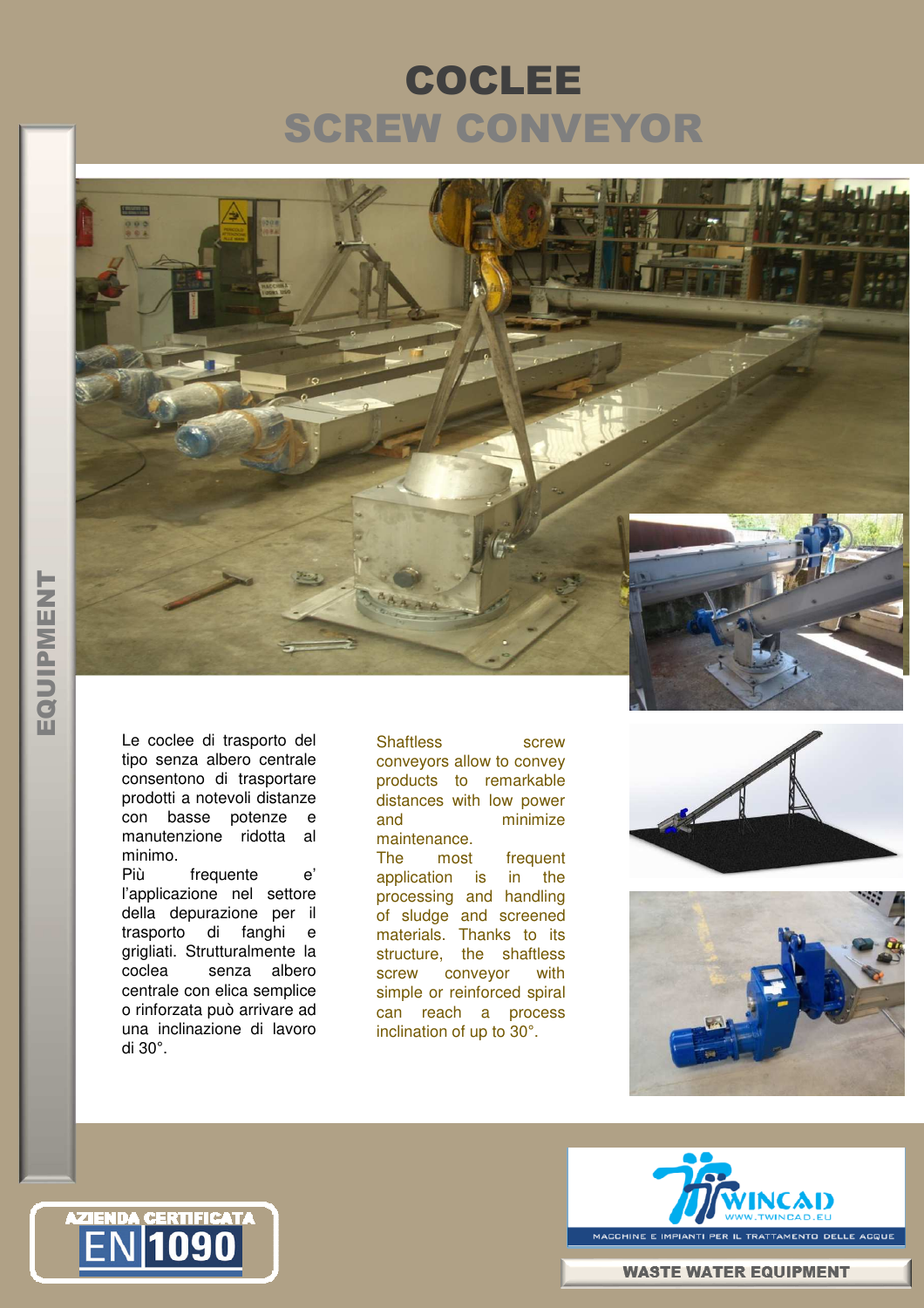# COCLEE
# SCREW CONVEYOR

EQUIPMENT

Le coclee di trasporto del tipo senza albero centrale consentono di trasportare prodotti a notevoli distanze con basse potenze e manutenzione ridotta al minimo.
Più frequente e' l'applicazione nel settore della depurazione per il trasporto di fanghi e grigliati. Strutturalmente la coclea senza albero centrale con elica semplice o rinforzata può arrivare ad una inclinazione di lavoro di 30°.

Shaftless screw conveyors allow to convey products to remarkable distances with low power and minimize maintenance.
The most frequent application is in the processing and handling of sludge and screened materials. Thanks to its structure, the shaftless screw conveyor with simple or reinforced spiral can reach a process inclination of up to 30°.

AZIENDA CERTIFICATA EN 1090

TWINCAD
WWW.TWINCAD.EU
MACCHINE E IMPIANTI PER IL TRATTAMENTO DELLE ACQUE

WASTE WATER EQUIPMENT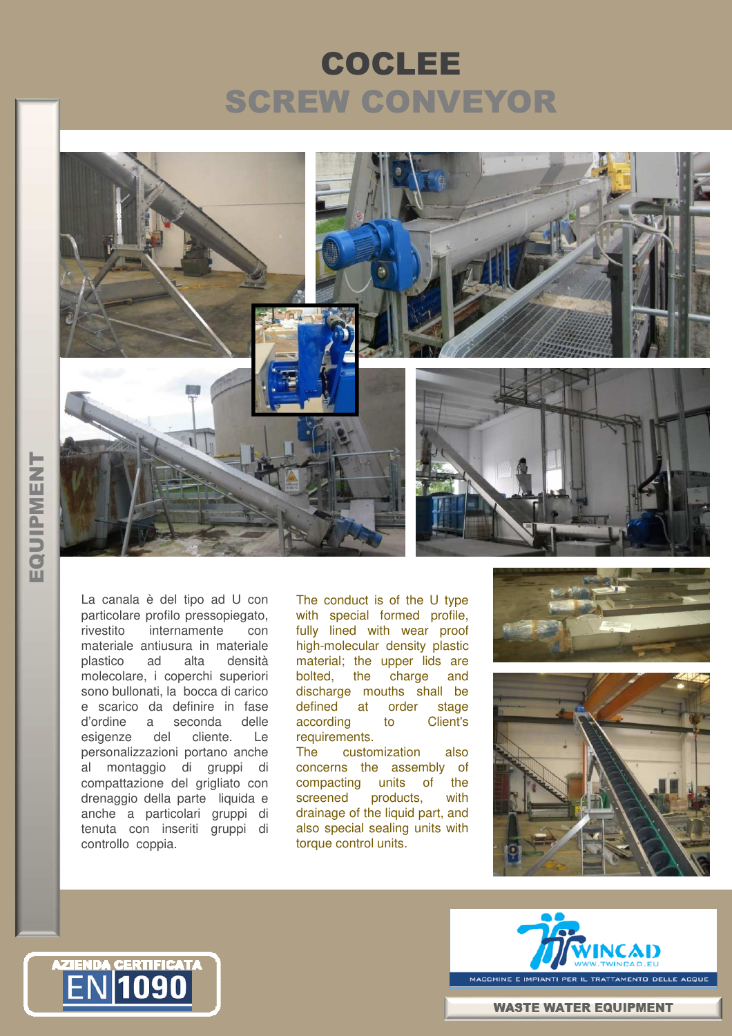# COCLEE
## SCREW CONVEYOR

EQUIPMENT

La canala è del tipo ad U con particolare profilo pressopiegato, rivestito internamente con materiale antiusura in materiale plastico ad alta densità molecolare, i coperchi superiori sono bullonati, la bocca di carico e scarico da definire in fase d'ordine a seconda delle esigenze del cliente. Le personalizzazioni portano anche al montaggio di gruppi di compattazione del grigliato con drenaggio della parte liquida e anche a particolari gruppi di tenuta con inseriti gruppi di controllo coppia.

The conduct is of the U type with special formed profile, fully lined with wear proof high-molecular density plastic material; the upper lids are bolted, the charge and discharge mouths shall be defined at order stage according to Client's requirements.
The customization also concerns the assembly of compacting units of the screened products, with drainage of the liquid part, and also special sealing units with torque control units.

AZIENDA CERTIFICATA EN 1090

TWINCAD
WWW.TWINCAD.EU
MACCHINE E IMPIANTI PER IL TRATTAMENTO DELLE ACQUE

WASTE WATER EQUIPMENT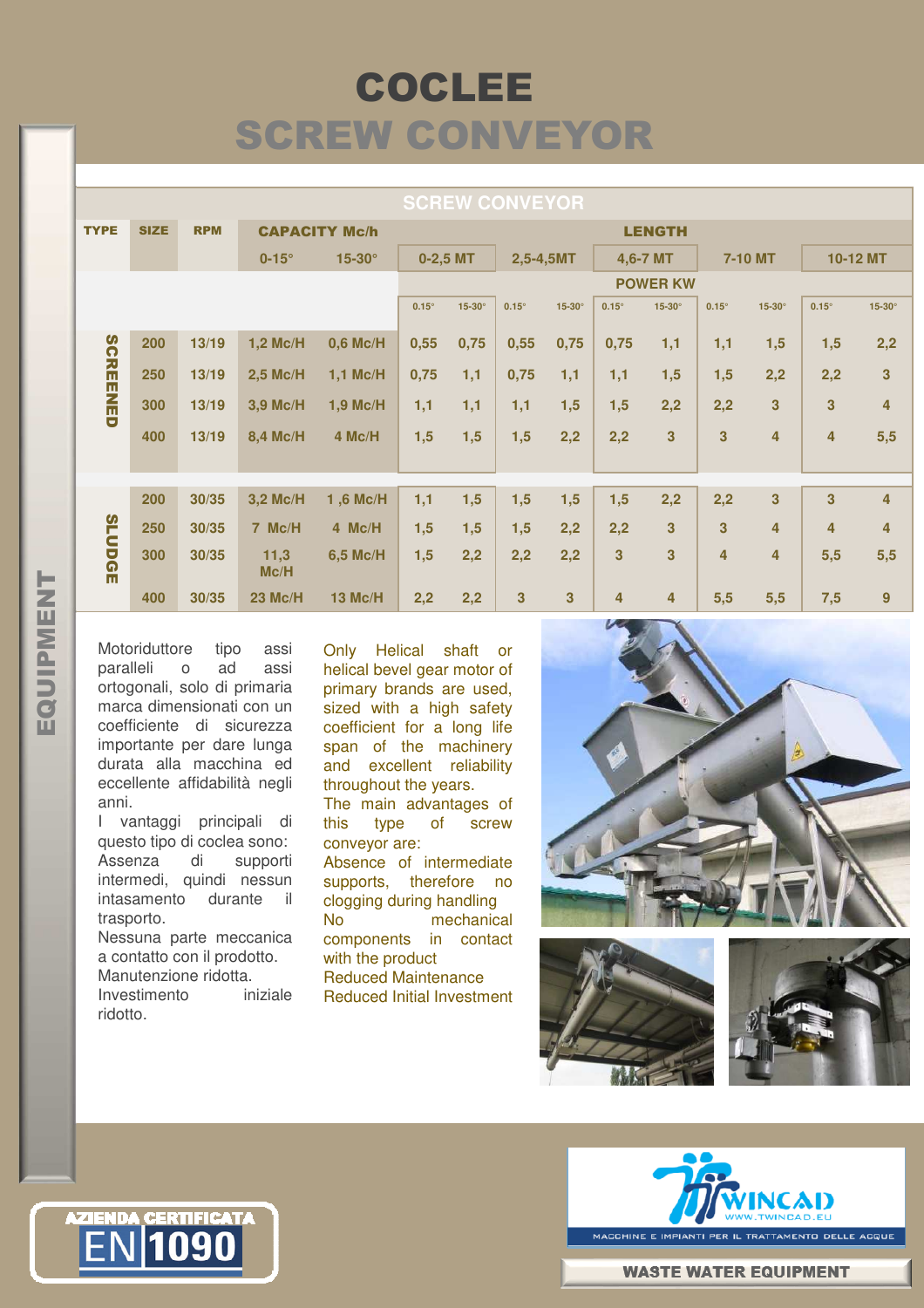# COCLEE
# SCREW CONVEYOR

| SCREW CONVEYOR | | | | | | | | | | | | | | |
|---|---|---|---|---|---|---|---|---|---|---|---|---|---|---|
| TYPE | SIZE | RPM | CAPACITY Mc/h | | LENGTH | | | | | | | | | |
| | | | 0-15° | 15-30° | 0-2,5 MT | | 2,5-4,5MT | | 4,6-7 MT | | 7-10 MT | | 10-12 MT | |
| | | | | | POWER KW | | | | | | | | | |
| | | | | | 0.15° | 15-30° | 0.15° | 15-30° | 0.15° | 15-30° | 0.15° | 15-30° | 0.15° | 15-30° |
| SCREENED | 200 | 13/19 | 1,2 Mc/H | 0,6 Mc/H | 0,55 | 0,75 | 0,55 | 0,75 | 0,75 | 1,1 | 1,1 | 1,5 | 1,5 | 2,2 |
| | 250 | 13/19 | 2,5 Mc/H | 1,1 Mc/H | 0,75 | 1,1 | 0,75 | 1,1 | 1,1 | 1,5 | 1,5 | 2,2 | 2,2 | 3 |
| | 300 | 13/19 | 3,9 Mc/H | 1,9 Mc/H | 1,1 | 1,1 | 1,1 | 1,5 | 1,5 | 2,2 | 2,2 | 3 | 3 | 4 |
| | 400 | 13/19 | 8,4 Mc/H | 4 Mc/H | 1,5 | 1,5 | 1,5 | 2,2 | 2,2 | 3 | 3 | 4 | 4 | 5,5 |
| SLUDGE | 200 | 30/35 | 3,2 Mc/H | 1 ,6 Mc/H | 1,1 | 1,5 | 1,5 | 1,5 | 1,5 | 2,2 | 2,2 | 3 | 3 | 4 |
| | 250 | 30/35 | 7 Mc/H | 4 Mc/H | 1,5 | 1,5 | 1,5 | 2,2 | 2,2 | 3 | 3 | 4 | 4 | 4 |
| | 300 | 30/35 | 11,3 Mc/H | 6,5 Mc/H | 1,5 | 2,2 | 2,2 | 2,2 | 3 | 3 | 4 | 4 | 5,5 | 5,5 |
| | 400 | 30/35 | 23 Mc/H | 13 Mc/H | 2,2 | 2,2 | 3 | 3 | 4 | 4 | 5,5 | 5,5 | 7,5 | 9 |

Motoriduttore tipo assi paralleli o ad assi ortogonali, solo di primaria marca dimensionati con un coefficiente di sicurezza importante per dare lunga durata alla macchina ed eccellente affidabilità negli anni.
I vantaggi principali di questo tipo di coclea sono:
Assenza di supporti intermedi, quindi nessun intasamento durante il trasporto.
Nessuna parte meccanica a contatto con il prodotto.
Manutenzione ridotta.
Investimento iniziale ridotto.

Only Helical shaft or helical bevel gear motor of primary brands are used, sized with a high safety coefficient for a long life span of the machinery and excellent reliability throughout the years.
The main advantages of this type of screw conveyor are:
Absence of intermediate supports, therefore no clogging during handling
No mechanical components in contact with the product
Reduced Maintenance
Reduced Initial Investment

EQUIPMENT

AZIENDA CERTIFICATA EN 1090

TWINCAD
WWW.TWINCAD.EU
MACCHINE E IMPIANTI PER IL TRATTAMENTO DELLE ACQUE

WASTE WATER EQUIPMENT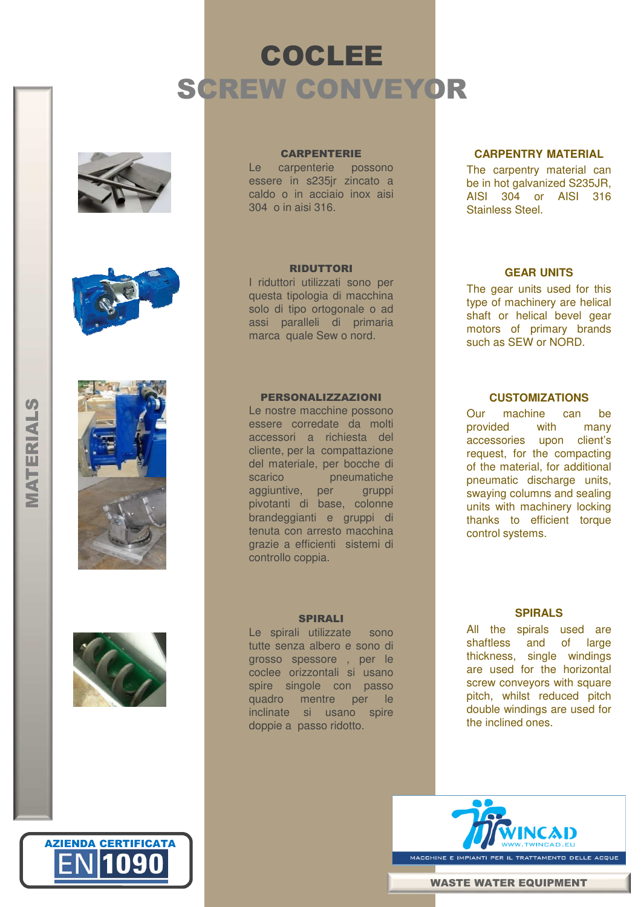# COCLEE
# SCREW CONVEYOR

MATERIALS

### CARPENTERIE

Le carpenterie possono essere in s235jr zincato a caldo o in acciaio inox aisi 304 o in aisi 316.

### CARPENTRY MATERIAL

The carpentry material can be in hot galvanized S235JR, AISI 304 or AISI 316 Stainless Steel.

### RIDUTTORI

I riduttori utilizzati sono per questa tipologia di macchina solo di tipo ortogonale o ad assi paralleli di primaria marca quale Sew o nord.

### GEAR UNITS

The gear units used for this type of machinery are helical shaft or helical bevel gear motors of primary brands such as SEW or NORD.

### PERSONALIZZAZIONI

Le nostre macchine possono essere corredate da molti accessori a richiesta del cliente, per la compattazione del materiale, per bocche di scarico pneumatiche aggiuntive, per gruppi pivotanti di base, colonne brandeggianti e gruppi di tenuta con arresto macchina grazie a efficienti sistemi di controllo coppia.

### CUSTOMIZATIONS

Our machine can be provided with many accessories upon client's request, for the compacting of the material, for additional pneumatic discharge units, swaying columns and sealing units with machinery locking thanks to efficient torque control systems.

### SPIRALI

Le spirali utilizzate sono tutte senza albero e sono di grosso spessore , per le coclee orizzontali si usano spire singole con passo quadro mentre per le inclinate si usano spire doppie a passo ridotto.

### SPIRALS

All the spirals used are shaftless and of large thickness, single windings are used for the horizontal screw conveyors with square pitch, whilst reduced pitch double windings are used for the inclined ones.

AZIENDA CERTIFICATA EN 1090

TWINCAD
WWW.TWINCAD.EU
MACCHINE E IMPIANTI PER IL TRATTAMENTO DELLE ACQUE

WASTE WATER EQUIPMENT